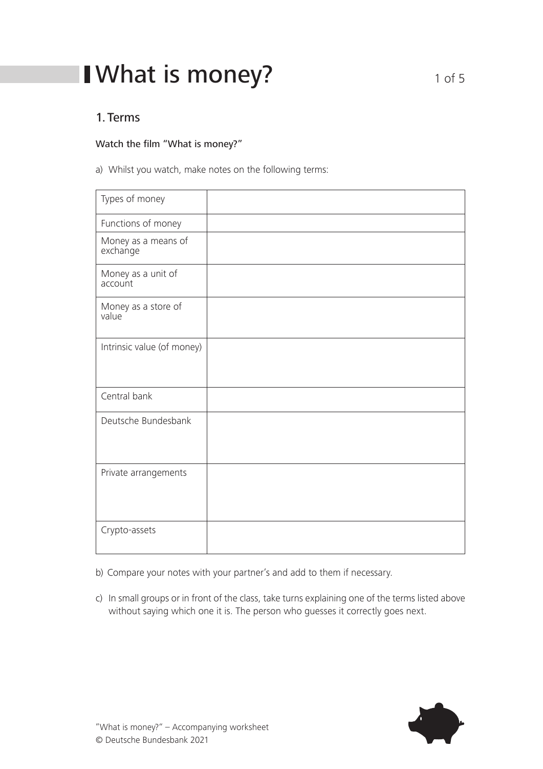# What is money?

## 1. Terms

**Watch the film "What is money?"**

a) Whilst you watch, make notes on the following terms:

| | |
|---|---|
| Types of money | |
| Functions of money | |
| Money as a means of exchange | |
| Money as a unit of account | |
| Money as a store of value | |
| Intrinsic value (of money) | |
| Central bank | |
| Deutsche Bundesbank | |
| Private arrangements | |
| Crypto-assets | |

b) Compare your notes with your partner's and add to them if necessary.

c) In small groups or in front of the class, take turns explaining one of the terms listed above without saying which one it is. The person who guesses it correctly goes next.

"What is money?" – Accompanying worksheet
© Deutsche Bundesbank 2021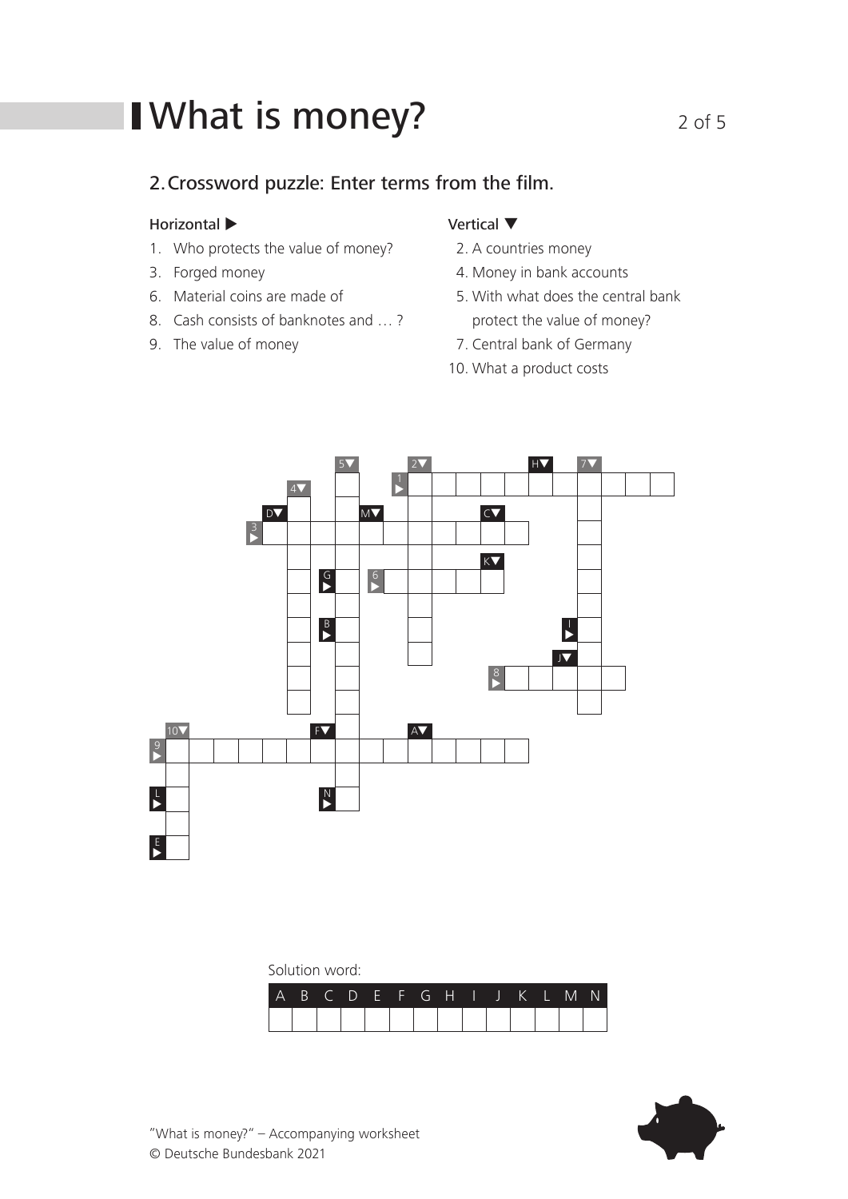# What is money?

## 2. Crossword puzzle: Enter terms from the film.

**Horizontal ▶**

1. Who protects the value of money?
3. Forged money
6. Material coins are made of
8. Cash consists of banknotes and … ?
9. The value of money

**Vertical ▼**

2. A countries money
4. Money in bank accounts
5. With what does the central bank protect the value of money?
7. Central bank of Germany
10. What a product costs

Solution word:

| A | B | C | D | E | F | G | H | I | J | K | L | M | N |
|---|---|---|---|---|---|---|---|---|---|---|---|---|---|
| | | | | | | | | | | | | | |

"What is money?" – Accompanying worksheet
© Deutsche Bundesbank 2021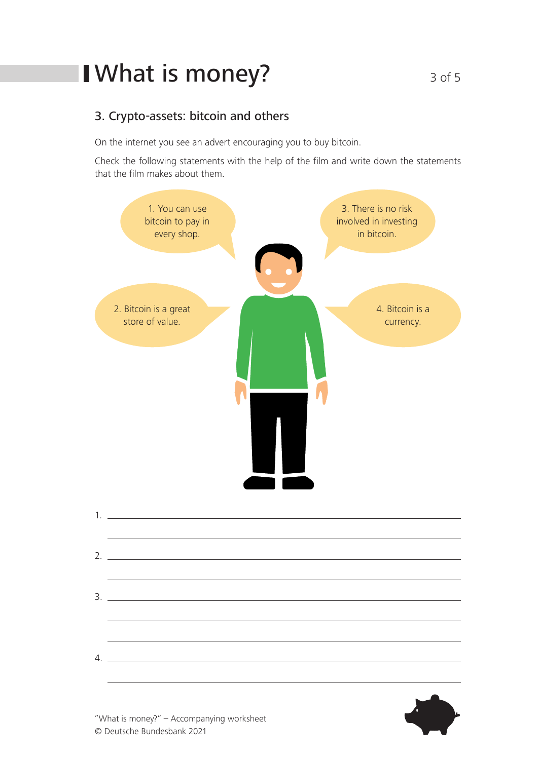# What is money?

## 3. Crypto-assets: bitcoin and others

On the internet you see an advert encouraging you to buy bitcoin.

Check the following statements with the help of the film and write down the statements that the film makes about them.

1. You can use bitcoin to pay in every shop.

2. Bitcoin is a great store of value.

3. There is no risk involved in investing in bitcoin.

4. Bitcoin is a currency.

1. ______________________________________________

______________________________________________

2. ______________________________________________

______________________________________________

3. ______________________________________________

______________________________________________

______________________________________________

4. ______________________________________________

______________________________________________

"What is money?" – Accompanying worksheet
© Deutsche Bundesbank 2021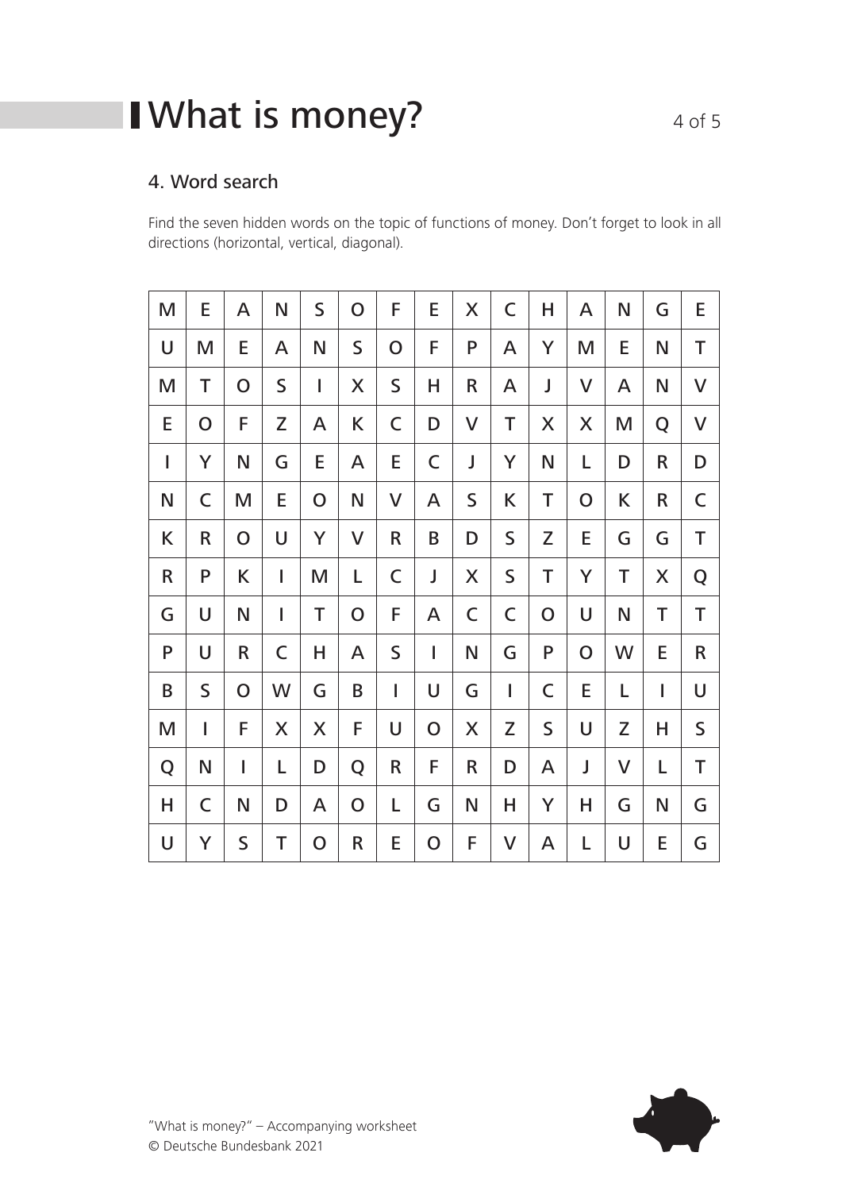# What is money?

## 4. Word search

Find the seven hidden words on the topic of functions of money. Don't forget to look in all directions (horizontal, vertical, diagonal).

| | | | | | | | | | | | | | | |
|---|---|---|---|---|---|---|---|---|---|---|---|---|---|---|
| M | E | A | N | S | O | F | E | X | C | H | A | N | G | E |
| U | M | E | A | N | S | O | F | P | A | Y | M | E | N | T |
| M | T | O | S | I | X | S | H | R | A | J | V | A | N | V |
| E | O | F | Z | A | K | C | D | V | T | X | X | M | Q | V |
| I | Y | N | G | E | A | E | C | J | Y | N | L | D | R | D |
| N | C | M | E | O | N | V | A | S | K | T | O | K | R | C |
| K | R | O | U | Y | V | R | B | D | S | Z | E | G | G | T |
| R | P | K | I | M | L | C | J | X | S | T | Y | T | X | Q |
| G | U | N | I | T | O | F | A | C | C | O | U | N | T | T |
| P | U | R | C | H | A | S | I | N | G | P | O | W | E | R |
| B | S | O | W | G | B | I | U | G | I | C | E | L | I | U |
| M | I | F | X | X | F | U | O | X | Z | S | U | Z | H | S |
| Q | N | I | L | D | Q | R | F | R | D | A | J | V | L | T |
| H | C | N | D | A | O | L | G | N | H | Y | H | G | N | G |
| U | Y | S | T | O | R | E | O | F | V | A | L | U | E | G |

"What is money?" – Accompanying worksheet
© Deutsche Bundesbank 2021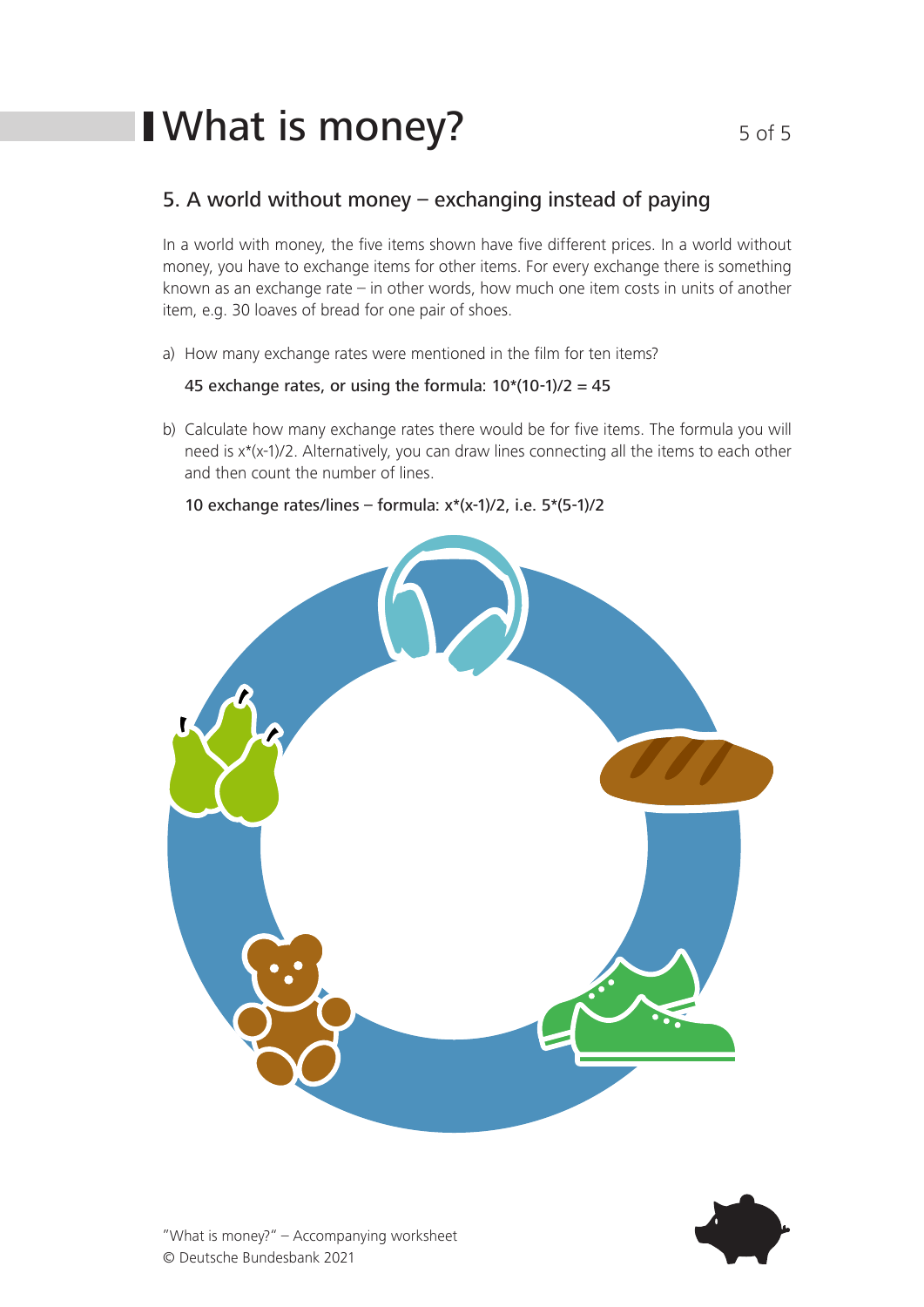# What is money?

## 5. A world without money – exchanging instead of paying

In a world with money, the five items shown have five different prices. In a world without money, you have to exchange items for other items. For every exchange there is something known as an exchange rate – in other words, how much one item costs in units of another item, e.g. 30 loaves of bread for one pair of shoes.

a) How many exchange rates were mentioned in the film for ten items?

   **45 exchange rates, or using the formula: $10*(10-1)/2 = 45$**

b) Calculate how many exchange rates there would be for five items. The formula you will need is $x*(x-1)/2$. Alternatively, you can draw lines connecting all the items to each other and then count the number of lines.

   **10 exchange rates/lines – formula: $x*(x-1)/2$, i.e. $5*(5-1)/2$**

"What is money?" – Accompanying worksheet
© Deutsche Bundesbank 2021